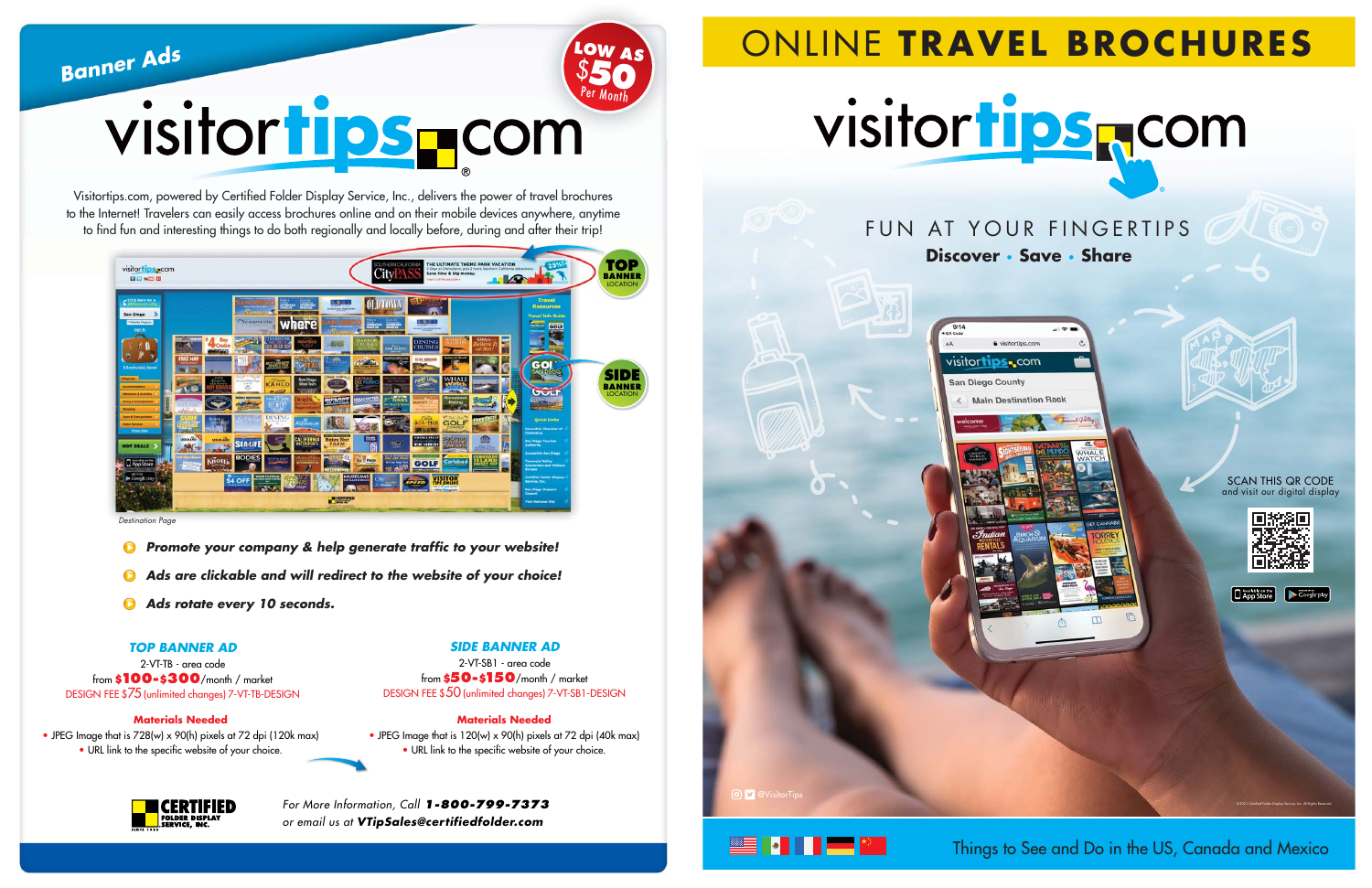## Banner Ads

**LOW AS $50 Per Month**

# visitortips.com®

Visitortips.com, powered by Certified Folder Display Service, Inc., delivers the power of travel brochures to the Internet! Travelers can easily access brochures online and on their mobile devices anywhere, anytime to find fun and interesting things to do both regionally and locally before, during and after their trip!

**TOP BANNER LOCATION**

**SIDE BANNER LOCATION**

*Destination Page*

- ***Promote your company & help generate traffic to your website!***
- ***Ads are clickable and will redirect to the website of your choice!***
- ***Ads rotate every 10 seconds.***

### TOP BANNER AD

2-VT-TB - area code

from **$100-$300**/month / market

DESIGN FEE $75 (unlimited changes) 7-VT-TB-DESIGN

**Materials Needed**

- JPEG Image that is 728(w) x 90(h) pixels at 72 dpi (120k max)
- URL link to the specific website of your choice.

### SIDE BANNER AD

2-VT-SB1 - area code

from **$50-$150**/month / market

DESIGN FEE $50 (unlimited changes) 7-VT-SB1-DESIGN

**Materials Needed**

- JPEG Image that is 120(w) x 90(h) pixels at 72 dpi (40k max)
- URL link to the specific website of your choice.

**CERTIFIED FOLDER DISPLAY SERVICE, INC.** SINCE 1933

*For More Information, Call* ***1-800-799-7373***
*or email us at* ***VTipSales@certifiedfolder.com***

# ONLINE **TRAVEL BROCHURES**

# visitortips.com

FUN AT YOUR FINGERTIPS

**Discover • Save • Share**

SCAN THIS QR CODE and visit our digital display

@VisitorTips

Things to See and Do in the US, Canada and Mexico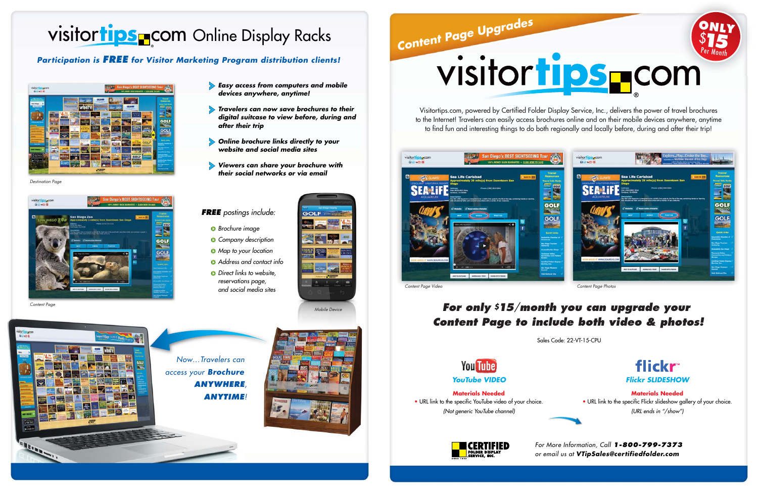# visitortips.com Online Display Racks

***Participation is FREE for Visitor Marketing Program distribution clients!***

Destination Page

- ***Easy access from computers and mobile devices anywhere, anytime!***
- ***Travelers can now save brochures to their digital suitcase to view before, during and after their trip***
- ***Online brochure links directly to your website and social media sites***
- ***Viewers can share your brochure with their social networks or via email***

Content Page

***FREE** postings include:*

- *Brochure image*
- *Company description*
- *Map to your location*
- *Address and contact info*
- *Direct links to website, reservations page, and social media sites*

Mobile Device

*Now…Travelers can access your **Brochure ANYWHERE, ANYTIME!***

## Content Page Upgrades

**ONLY $15 Per Month**

# visitortips.com

Visitortips.com, powered by Certified Folder Display Service, Inc., delivers the power of travel brochures to the Internet! Travelers can easily access brochures online and on their mobile devices anywhere, anytime to find fun and interesting things to do both regionally and locally before, during and after their trip!

Content Page Video

Content Page Photos

***For only $15/month you can upgrade your Content Page to include both video & photos!***

Sales Code: 22-VT-15-CPU

### YouTube VIDEO

**Materials Needed**

- URL link to the specific YouTube video of your choice.

*(Not generic YouTube channel)*

### Flickr SLIDESHOW

**Materials Needed**

- URL link to the specific Flickr slideshow gallery of your choice.

*(URL ends in "/show")*

CERTIFIED FOLDER DISPLAY SERVICE, INC.

*For More Information, Call **1-800-799-7373** or email us at **VTipSales@certifiedfolder.com***